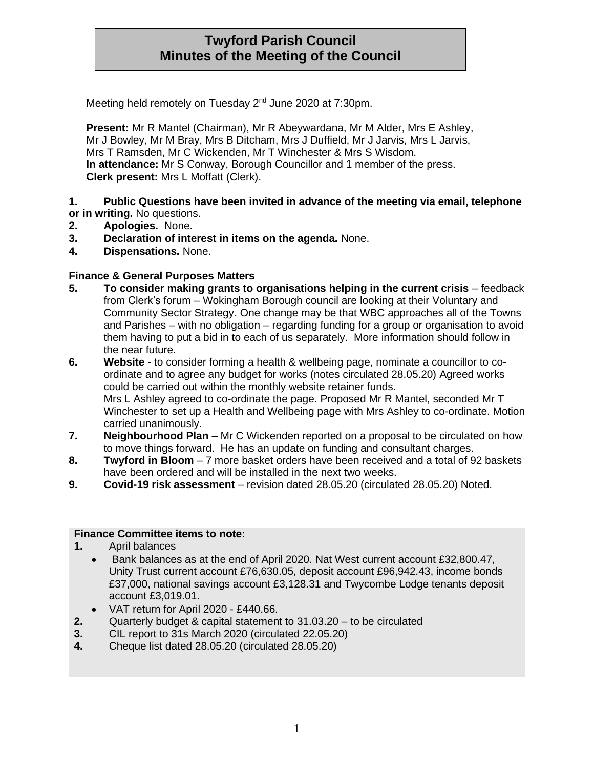# Twyford Parish Council
# Minutes of the Meeting of the Council

Meeting held remotely on Tuesday 2nd June 2020 at 7:30pm.

**Present:** Mr R Mantel (Chairman), Mr R Abeywardana, Mr M Alder, Mrs E Ashley, Mr J Bowley, Mr M Bray, Mrs B Ditcham, Mrs J Duffield, Mr J Jarvis, Mrs L Jarvis, Mrs T Ramsden, Mr C Wickenden, Mr T Winchester & Mrs S Wisdom.
**In attendance:** Mr S Conway, Borough Councillor and 1 member of the press.
**Clerk present:** Mrs L Moffatt (Clerk).

1. **Public Questions have been invited in advance of the meeting via email, telephone or in writing.** No questions.
2. **Apologies.** None.
3. **Declaration of interest in items on the agenda.** None.
4. **Dispensations.** None.

**Finance & General Purposes Matters**

5. **To consider making grants to organisations helping in the current crisis** – feedback from Clerk's forum – Wokingham Borough council are looking at their Voluntary and Community Sector Strategy. One change may be that WBC approaches all of the Towns and Parishes – with no obligation – regarding funding for a group or organisation to avoid them having to put a bid in to each of us separately. More information should follow in the near future.
6. **Website** - to consider forming a health & wellbeing page, nominate a councillor to co-ordinate and to agree any budget for works (notes circulated 28.05.20) Agreed works could be carried out within the monthly website retainer funds.
   Mrs L Ashley agreed to co-ordinate the page. Proposed Mr R Mantel, seconded Mr T Winchester to set up a Health and Wellbeing page with Mrs Ashley to co-ordinate. Motion carried unanimously.
7. **Neighbourhood Plan** – Mr C Wickenden reported on a proposal to be circulated on how to move things forward. He has an update on funding and consultant charges.
8. **Twyford in Bloom** – 7 more basket orders have been received and a total of 92 baskets have been ordered and will be installed in the next two weeks.
9. **Covid-19 risk assessment** – revision dated 28.05.20 (circulated 28.05.20) Noted.

**Finance Committee items to note:**

1. April balances
   - Bank balances as at the end of April 2020. Nat West current account £32,800.47, Unity Trust current account £76,630.05, deposit account £96,942.43, income bonds £37,000, national savings account £3,128.31 and Twycombe Lodge tenants deposit account £3,019.01.
   - VAT return for April 2020 - £440.66.
2. Quarterly budget & capital statement to 31.03.20 – to be circulated
3. CIL report to 31s March 2020 (circulated 22.05.20)
4. Cheque list dated 28.05.20 (circulated 28.05.20)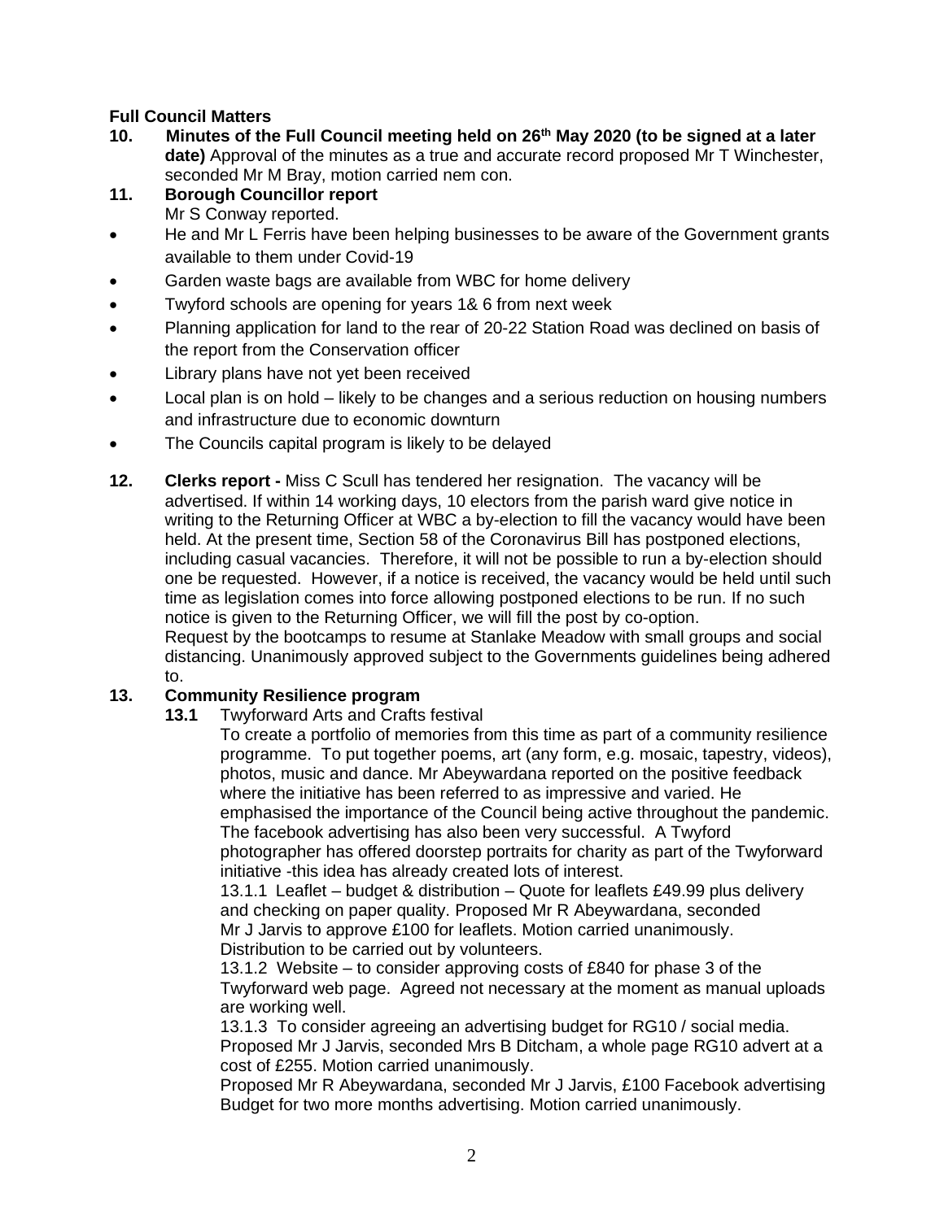**Full Council Matters**

**10. Minutes of the Full Council meeting held on 26th May 2020 (to be signed at a later date)** Approval of the minutes as a true and accurate record proposed Mr T Winchester, seconded Mr M Bray, motion carried nem con.

**11. Borough Councillor report**

Mr S Conway reported.

- He and Mr L Ferris have been helping businesses to be aware of the Government grants available to them under Covid-19
- Garden waste bags are available from WBC for home delivery
- Twyford schools are opening for years 1& 6 from next week
- Planning application for land to the rear of 20-22 Station Road was declined on basis of the report from the Conservation officer
- Library plans have not yet been received
- Local plan is on hold – likely to be changes and a serious reduction on housing numbers and infrastructure due to economic downturn
- The Councils capital program is likely to be delayed

**12. Clerks report -** Miss C Scull has tendered her resignation. The vacancy will be advertised. If within 14 working days, 10 electors from the parish ward give notice in writing to the Returning Officer at WBC a by-election to fill the vacancy would have been held. At the present time, Section 58 of the Coronavirus Bill has postponed elections, including casual vacancies. Therefore, it will not be possible to run a by-election should one be requested. However, if a notice is received, the vacancy would be held until such time as legislation comes into force allowing postponed elections to be run. If no such notice is given to the Returning Officer, we will fill the post by co-option.

Request by the bootcamps to resume at Stanlake Meadow with small groups and social distancing. Unanimously approved subject to the Governments guidelines being adhered to.

**13. Community Resilience program**

**13.1** Twyforward Arts and Crafts festival

To create a portfolio of memories from this time as part of a community resilience programme. To put together poems, art (any form, e.g. mosaic, tapestry, videos), photos, music and dance. Mr Abeywardana reported on the positive feedback where the initiative has been referred to as impressive and varied. He emphasised the importance of the Council being active throughout the pandemic. The facebook advertising has also been very successful. A Twyford photographer has offered doorstep portraits for charity as part of the Twyforward initiative -this idea has already created lots of interest.

13.1.1 Leaflet – budget & distribution – Quote for leaflets £49.99 plus delivery and checking on paper quality. Proposed Mr R Abeywardana, seconded Mr J Jarvis to approve £100 for leaflets. Motion carried unanimously. Distribution to be carried out by volunteers.

13.1.2 Website – to consider approving costs of £840 for phase 3 of the Twyforward web page. Agreed not necessary at the moment as manual uploads are working well.

13.1.3 To consider agreeing an advertising budget for RG10 / social media. Proposed Mr J Jarvis, seconded Mrs B Ditcham, a whole page RG10 advert at a cost of £255. Motion carried unanimously.

Proposed Mr R Abeywardana, seconded Mr J Jarvis, £100 Facebook advertising Budget for two more months advertising. Motion carried unanimously.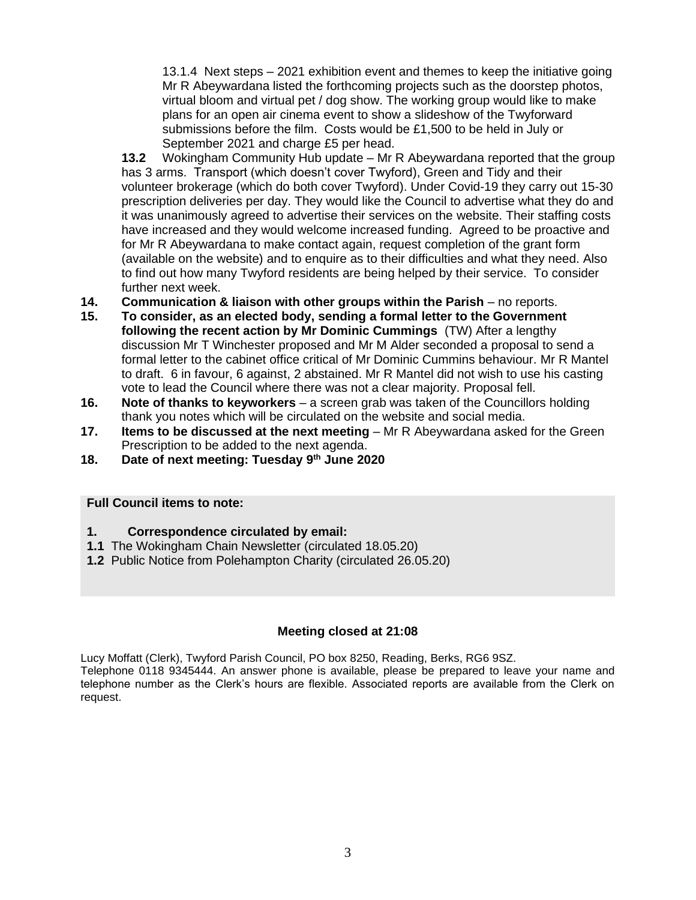13.1.4 Next steps – 2021 exhibition event and themes to keep the initiative going Mr R Abeywardana listed the forthcoming projects such as the doorstep photos, virtual bloom and virtual pet / dog show. The working group would like to make plans for an open air cinema event to show a slideshow of the Twyforward submissions before the film. Costs would be £1,500 to be held in July or September 2021 and charge £5 per head.

**13.2** Wokingham Community Hub update – Mr R Abeywardana reported that the group has 3 arms. Transport (which doesn't cover Twyford), Green and Tidy and their volunteer brokerage (which do both cover Twyford). Under Covid-19 they carry out 15-30 prescription deliveries per day. They would like the Council to advertise what they do and it was unanimously agreed to advertise their services on the website. Their staffing costs have increased and they would welcome increased funding. Agreed to be proactive and for Mr R Abeywardana to make contact again, request completion of the grant form (available on the website) and to enquire as to their difficulties and what they need. Also to find out how many Twyford residents are being helped by their service. To consider further next week.

**14. Communication & liaison with other groups within the Parish** – no reports.

**15. To consider, as an elected body, sending a formal letter to the Government following the recent action by Mr Dominic Cummings** (TW) After a lengthy discussion Mr T Winchester proposed and Mr M Alder seconded a proposal to send a formal letter to the cabinet office critical of Mr Dominic Cummins behaviour. Mr R Mantel to draft. 6 in favour, 6 against, 2 abstained. Mr R Mantel did not wish to use his casting vote to lead the Council where there was not a clear majority. Proposal fell.

**16. Note of thanks to keyworkers** – a screen grab was taken of the Councillors holding thank you notes which will be circulated on the website and social media.

**17. Items to be discussed at the next meeting** – Mr R Abeywardana asked for the Green Prescription to be added to the next agenda.

**18. Date of next meeting: Tuesday 9th June 2020**

**Full Council items to note:**

**1. Correspondence circulated by email:**

**1.1** The Wokingham Chain Newsletter (circulated 18.05.20)

**1.2** Public Notice from Polehampton Charity (circulated 26.05.20)

**Meeting closed at 21:08**

Lucy Moffatt (Clerk), Twyford Parish Council, PO box 8250, Reading, Berks, RG6 9SZ.
Telephone 0118 9345444. An answer phone is available, please be prepared to leave your name and telephone number as the Clerk's hours are flexible. Associated reports are available from the Clerk on request.